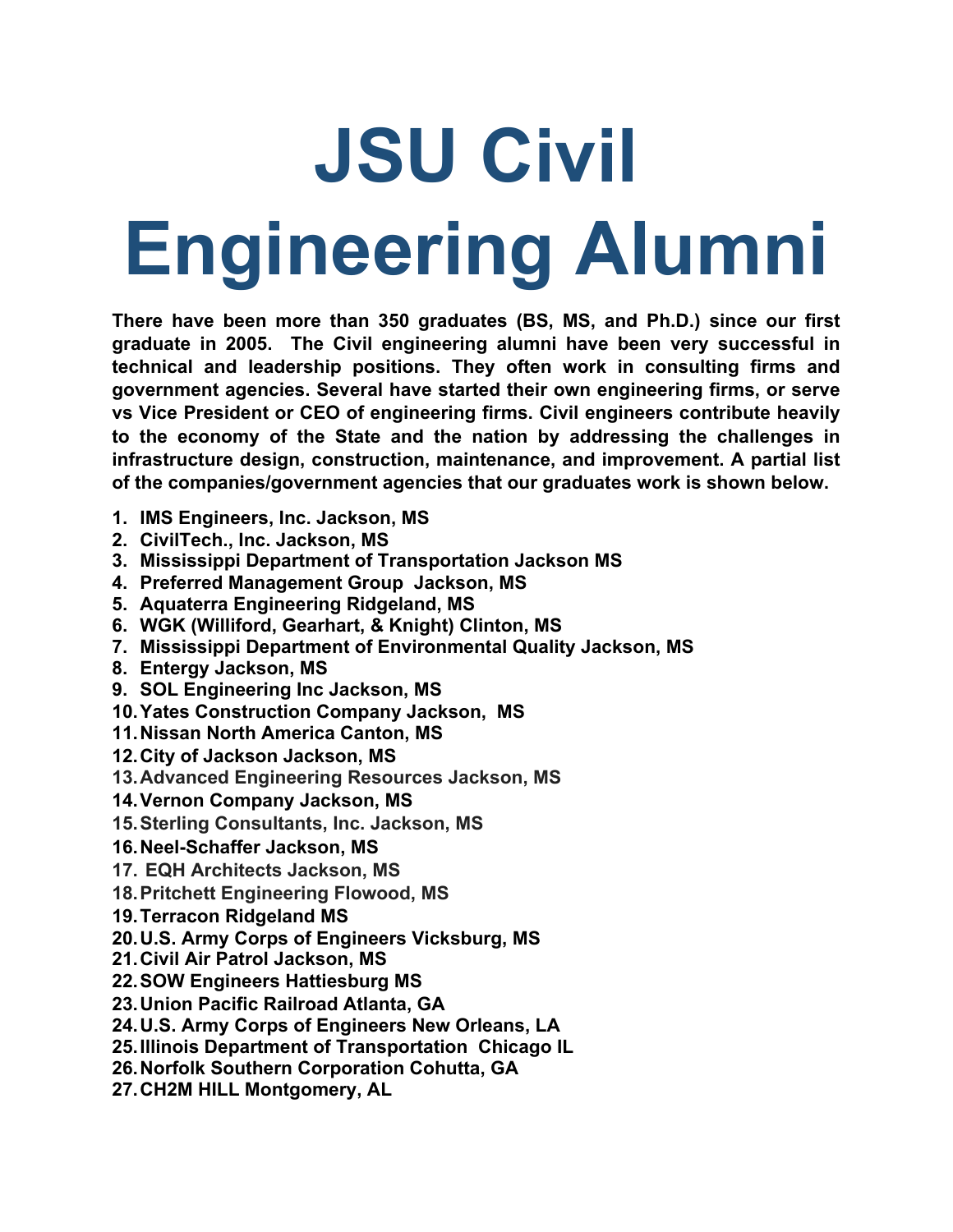# JSU Civil Engineering Alumni

**There have been more than 350 graduates (BS, MS, and Ph.D.) since our first graduate in 2005. The Civil engineering alumni have been very successful in technical and leadership positions. They often work in consulting firms and government agencies. Several have started their own engineering firms, or serve vs Vice President or CEO of engineering firms. Civil engineers contribute heavily to the economy of the State and the nation by addressing the challenges in infrastructure design, construction, maintenance, and improvement. A partial list of the companies/government agencies that our graduates work is shown below.**

1. **IMS Engineers, Inc. Jackson, MS**
2. **CivilTech., Inc. Jackson, MS**
3. **Mississippi Department of Transportation Jackson MS**
4. **Preferred Management Group Jackson, MS**
5. **Aquaterra Engineering Ridgeland, MS**
6. **WGK (Williford, Gearhart, & Knight) Clinton, MS**
7. **Mississippi Department of Environmental Quality Jackson, MS**
8. **Entergy Jackson, MS**
9. **SOL Engineering Inc Jackson, MS**
10. **Yates Construction Company Jackson, MS**
11. **Nissan North America Canton, MS**
12. **City of Jackson Jackson, MS**
13. **Advanced Engineering Resources Jackson, MS**
14. **Vernon Company Jackson, MS**
15. **Sterling Consultants, Inc. Jackson, MS**
16. **Neel-Schaffer Jackson, MS**
17. **EQH Architects Jackson, MS**
18. **Pritchett Engineering Flowood, MS**
19. **Terracon Ridgeland MS**
20. **U.S. Army Corps of Engineers Vicksburg, MS**
21. **Civil Air Patrol Jackson, MS**
22. **SOW Engineers Hattiesburg MS**
23. **Union Pacific Railroad Atlanta, GA**
24. **U.S. Army Corps of Engineers New Orleans, LA**
25. **Illinois Department of Transportation Chicago IL**
26. **Norfolk Southern Corporation Cohutta, GA**
27. **CH2M HILL Montgomery, AL**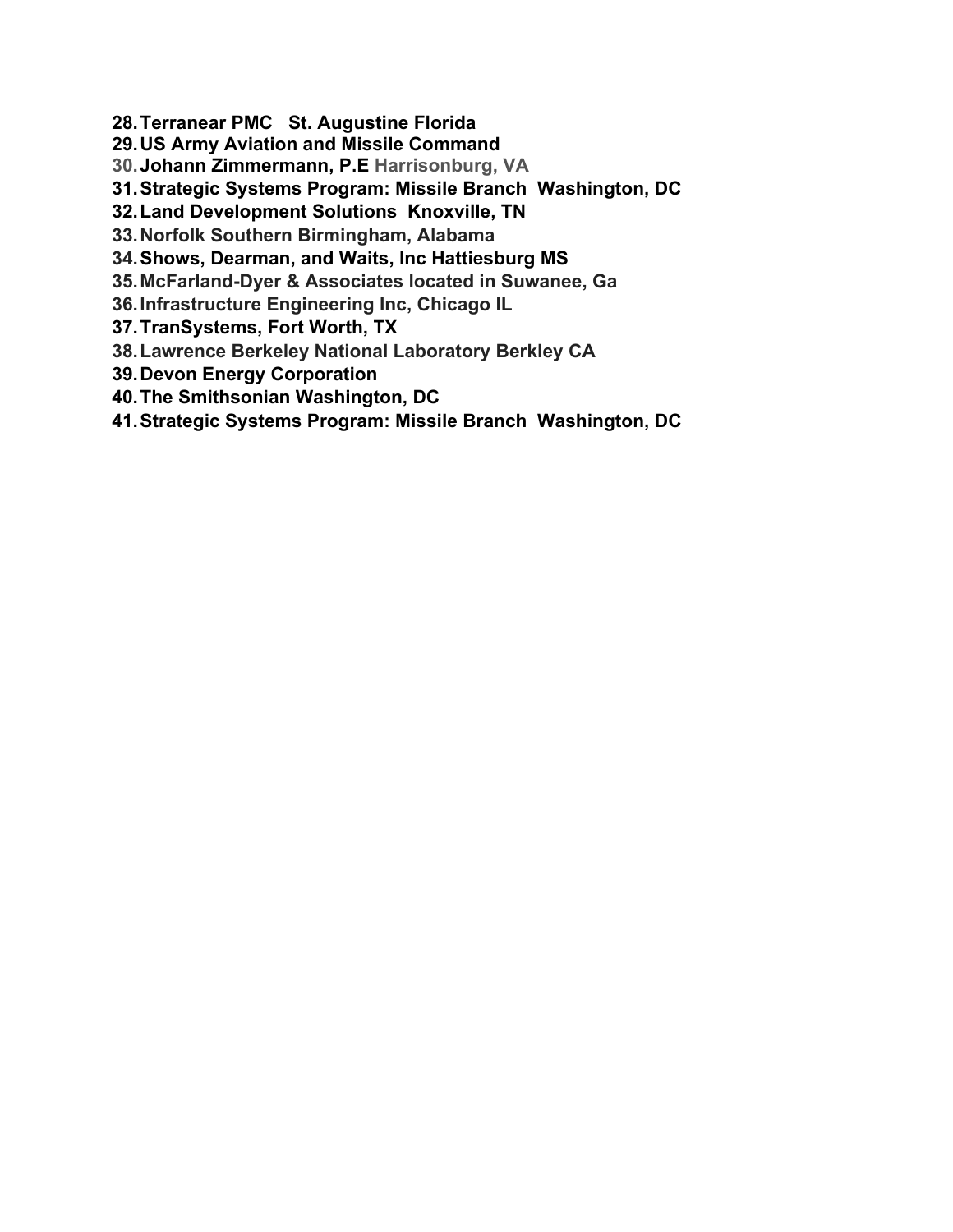28. **Terranear PMC   St. Augustine Florida**
29. **US Army Aviation and Missile Command**
30. **Johann Zimmermann, P.E Harrisonburg, VA**
31. **Strategic Systems Program: Missile Branch  Washington, DC**
32. **Land Development Solutions  Knoxville, TN**
33. **Norfolk Southern Birmingham, Alabama**
34. **Shows, Dearman, and Waits, Inc Hattiesburg MS**
35. **McFarland-Dyer & Associates located in Suwanee, Ga**
36. **Infrastructure Engineering Inc, Chicago IL**
37. **TranSystems, Fort Worth, TX**
38. **Lawrence Berkeley National Laboratory Berkley CA**
39. **Devon Energy Corporation**
40. **The Smithsonian Washington, DC**
41. **Strategic Systems Program: Missile Branch  Washington, DC**